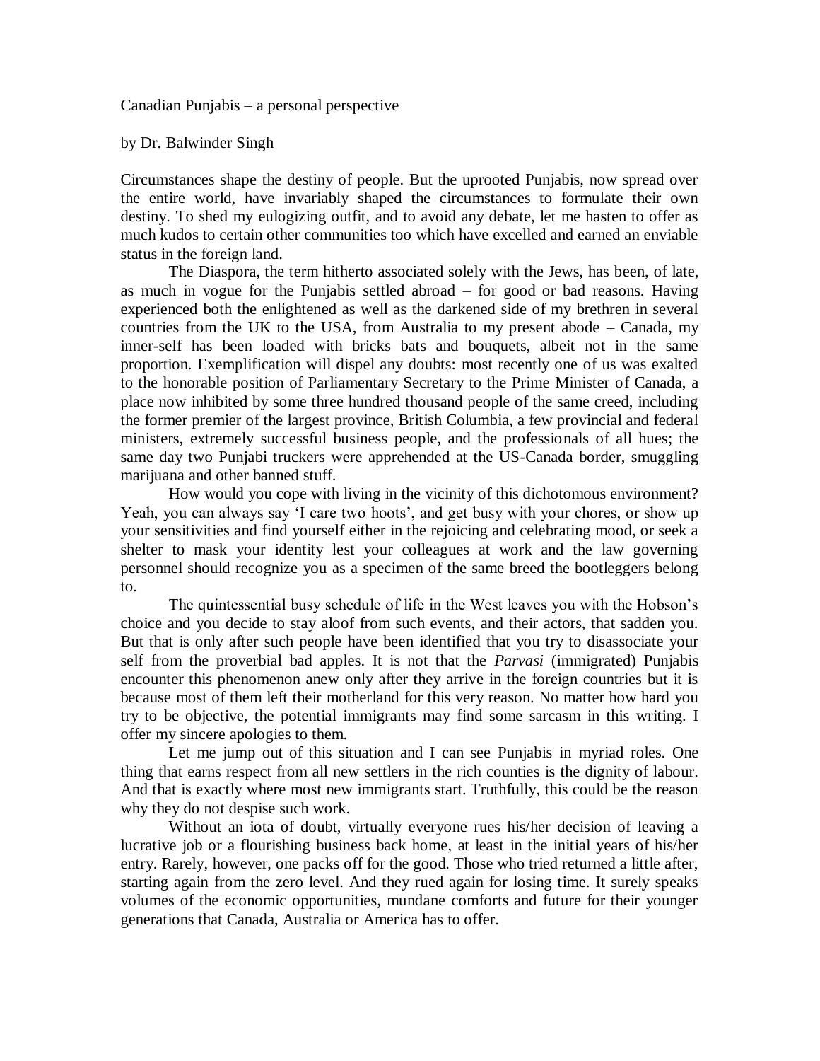Canadian Punjabis – a personal perspective

by Dr. Balwinder Singh

Circumstances shape the destiny of people. But the uprooted Punjabis, now spread over the entire world, have invariably shaped the circumstances to formulate their own destiny. To shed my eulogizing outfit, and to avoid any debate, let me hasten to offer as much kudos to certain other communities too which have excelled and earned an enviable status in the foreign land.

The Diaspora, the term hitherto associated solely with the Jews, has been, of late, as much in vogue for the Punjabis settled abroad – for good or bad reasons. Having experienced both the enlightened as well as the darkened side of my brethren in several countries from the UK to the USA, from Australia to my present abode – Canada, my inner-self has been loaded with bricks bats and bouquets, albeit not in the same proportion. Exemplification will dispel any doubts: most recently one of us was exalted to the honorable position of Parliamentary Secretary to the Prime Minister of Canada, a place now inhibited by some three hundred thousand people of the same creed, including the former premier of the largest province, British Columbia, a few provincial and federal ministers, extremely successful business people, and the professionals of all hues; the same day two Punjabi truckers were apprehended at the US-Canada border, smuggling marijuana and other banned stuff.

How would you cope with living in the vicinity of this dichotomous environment? Yeah, you can always say 'I care two hoots', and get busy with your chores, or show up your sensitivities and find yourself either in the rejoicing and celebrating mood, or seek a shelter to mask your identity lest your colleagues at work and the law governing personnel should recognize you as a specimen of the same breed the bootleggers belong to.

The quintessential busy schedule of life in the West leaves you with the Hobson's choice and you decide to stay aloof from such events, and their actors, that sadden you. But that is only after such people have been identified that you try to disassociate your self from the proverbial bad apples. It is not that the *Parvasi* (immigrated) Punjabis encounter this phenomenon anew only after they arrive in the foreign countries but it is because most of them left their motherland for this very reason. No matter how hard you try to be objective, the potential immigrants may find some sarcasm in this writing. I offer my sincere apologies to them.

Let me jump out of this situation and I can see Punjabis in myriad roles. One thing that earns respect from all new settlers in the rich counties is the dignity of labour. And that is exactly where most new immigrants start. Truthfully, this could be the reason why they do not despise such work.

Without an iota of doubt, virtually everyone rues his/her decision of leaving a lucrative job or a flourishing business back home, at least in the initial years of his/her entry. Rarely, however, one packs off for the good. Those who tried returned a little after, starting again from the zero level. And they rued again for losing time. It surely speaks volumes of the economic opportunities, mundane comforts and future for their younger generations that Canada, Australia or America has to offer.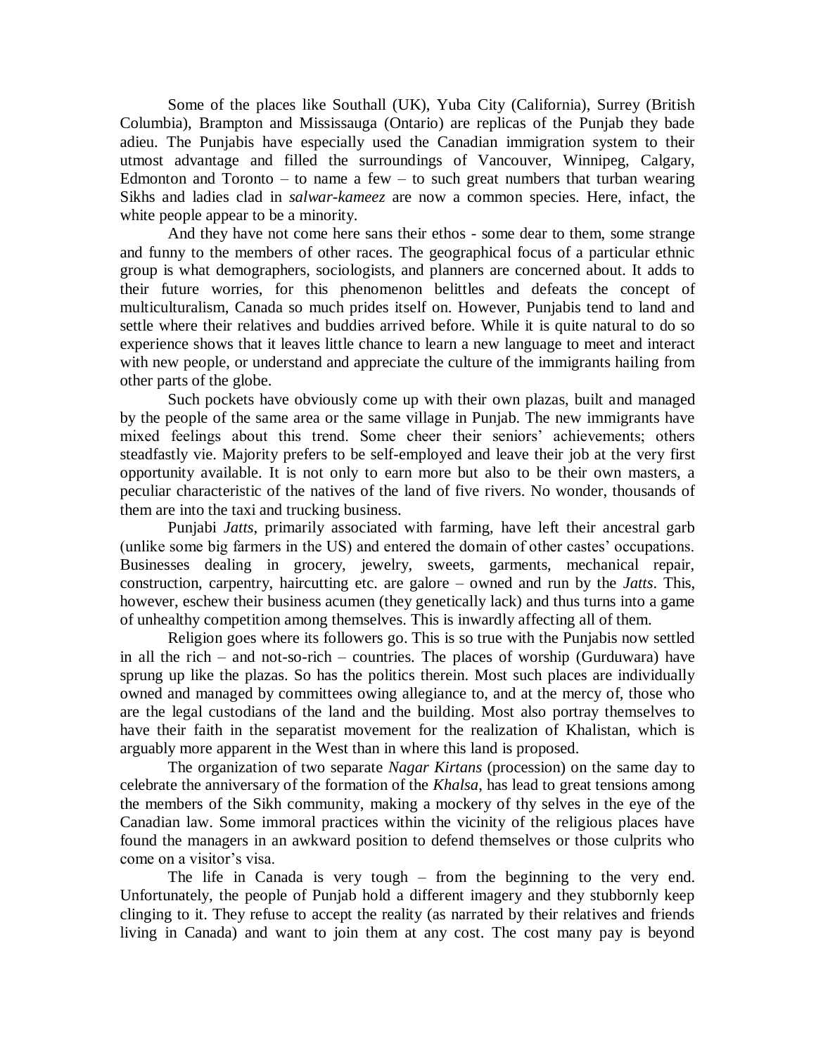Some of the places like Southall (UK), Yuba City (California), Surrey (British Columbia), Brampton and Mississauga (Ontario) are replicas of the Punjab they bade adieu. The Punjabis have especially used the Canadian immigration system to their utmost advantage and filled the surroundings of Vancouver, Winnipeg, Calgary, Edmonton and Toronto – to name a few – to such great numbers that turban wearing Sikhs and ladies clad in *salwar-kameez* are now a common species. Here, infact, the white people appear to be a minority.

And they have not come here sans their ethos - some dear to them, some strange and funny to the members of other races. The geographical focus of a particular ethnic group is what demographers, sociologists, and planners are concerned about. It adds to their future worries, for this phenomenon belittles and defeats the concept of multiculturalism, Canada so much prides itself on. However, Punjabis tend to land and settle where their relatives and buddies arrived before. While it is quite natural to do so experience shows that it leaves little chance to learn a new language to meet and interact with new people, or understand and appreciate the culture of the immigrants hailing from other parts of the globe.

Such pockets have obviously come up with their own plazas, built and managed by the people of the same area or the same village in Punjab. The new immigrants have mixed feelings about this trend. Some cheer their seniors' achievements; others steadfastly vie. Majority prefers to be self-employed and leave their job at the very first opportunity available. It is not only to earn more but also to be their own masters, a peculiar characteristic of the natives of the land of five rivers. No wonder, thousands of them are into the taxi and trucking business.

Punjabi *Jatts*, primarily associated with farming, have left their ancestral garb (unlike some big farmers in the US) and entered the domain of other castes' occupations. Businesses dealing in grocery, jewelry, sweets, garments, mechanical repair, construction, carpentry, haircutting etc. are galore – owned and run by the *Jatts*. This, however, eschew their business acumen (they genetically lack) and thus turns into a game of unhealthy competition among themselves. This is inwardly affecting all of them.

Religion goes where its followers go. This is so true with the Punjabis now settled in all the rich – and not-so-rich – countries. The places of worship (Gurduwara) have sprung up like the plazas. So has the politics therein. Most such places are individually owned and managed by committees owing allegiance to, and at the mercy of, those who are the legal custodians of the land and the building. Most also portray themselves to have their faith in the separatist movement for the realization of Khalistan, which is arguably more apparent in the West than in where this land is proposed.

The organization of two separate *Nagar Kirtans* (procession) on the same day to celebrate the anniversary of the formation of the *Khalsa*, has lead to great tensions among the members of the Sikh community, making a mockery of thy selves in the eye of the Canadian law. Some immoral practices within the vicinity of the religious places have found the managers in an awkward position to defend themselves or those culprits who come on a visitor's visa.

The life in Canada is very tough – from the beginning to the very end. Unfortunately, the people of Punjab hold a different imagery and they stubbornly keep clinging to it. They refuse to accept the reality (as narrated by their relatives and friends living in Canada) and want to join them at any cost. The cost many pay is beyond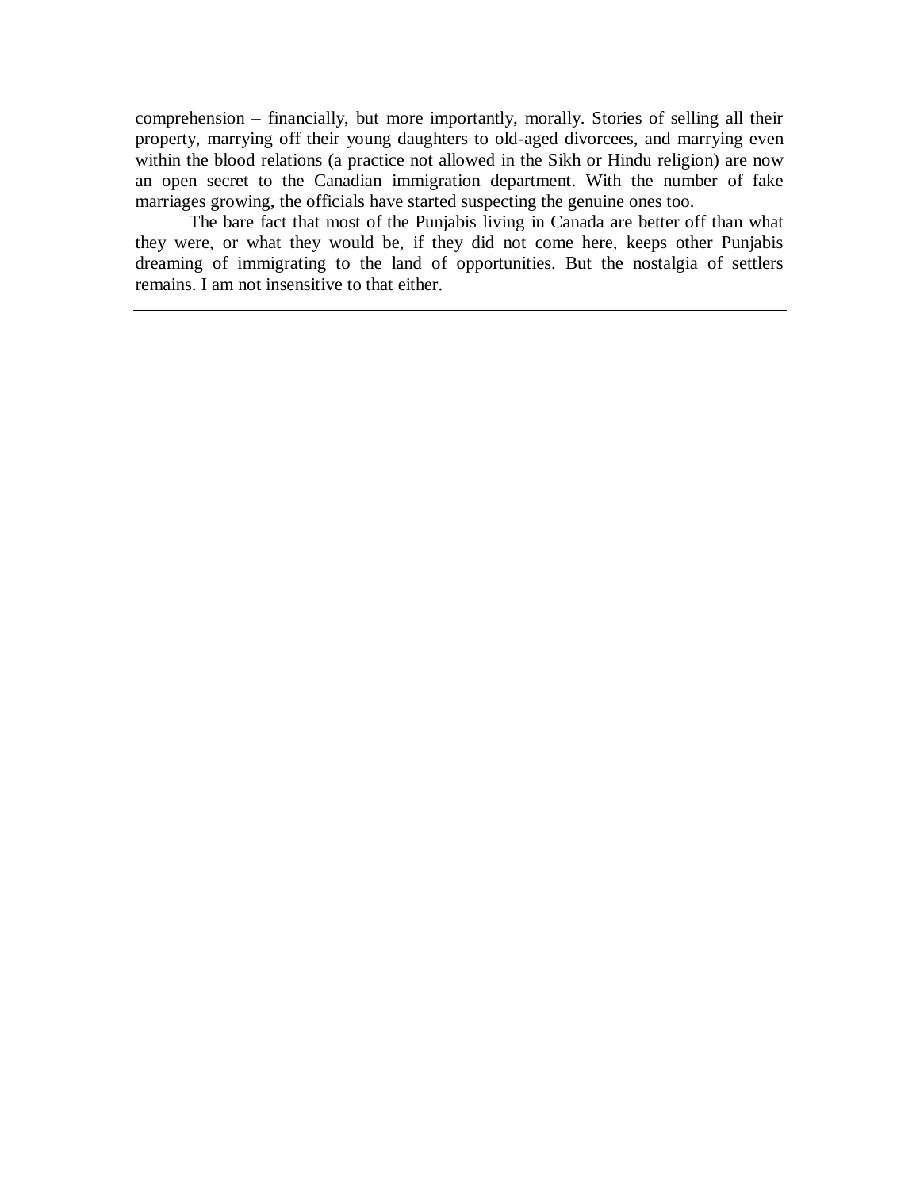comprehension – financially, but more importantly, morally. Stories of selling all their property, marrying off their young daughters to old-aged divorcees, and marrying even within the blood relations (a practice not allowed in the Sikh or Hindu religion) are now an open secret to the Canadian immigration department. With the number of fake marriages growing, the officials have started suspecting the genuine ones too.

The bare fact that most of the Punjabis living in Canada are better off than what they were, or what they would be, if they did not come here, keeps other Punjabis dreaming of immigrating to the land of opportunities. But the nostalgia of settlers remains. I am not insensitive to that either.

---